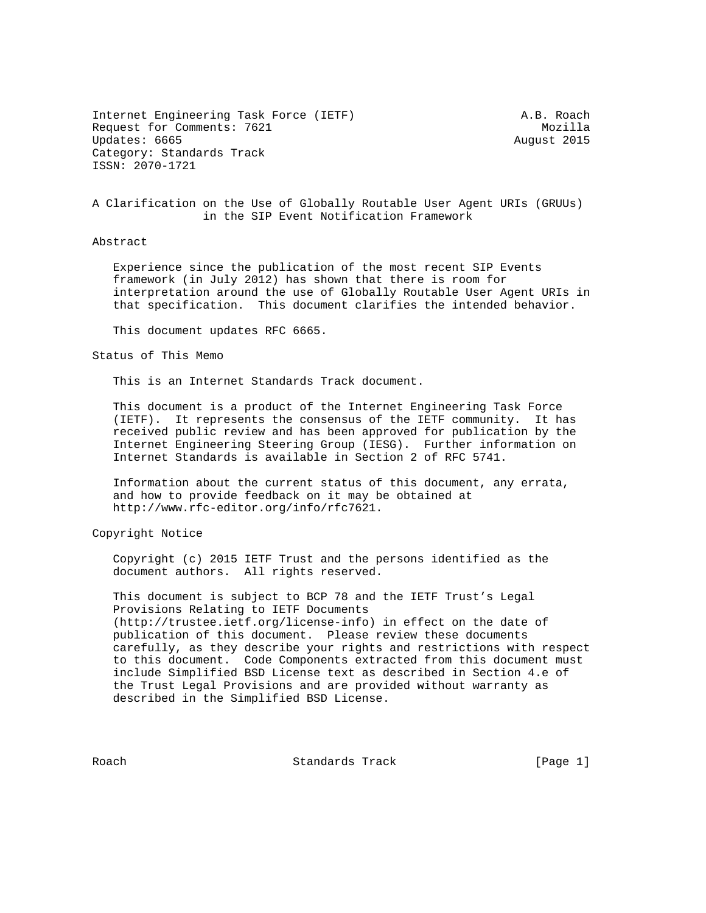Internet Engineering Task Force (IETF) A.B. Roach
Request for Comments: 7621 Mozilla
Updates: 6665 August 2015
Category: Standards Track
ISSN: 2070-1721

# A Clarification on the Use of Globally Routable User Agent URIs (GRUUs) in the SIP Event Notification Framework

## Abstract

Experience since the publication of the most recent SIP Events framework (in July 2012) has shown that there is room for interpretation around the use of Globally Routable User Agent URIs in that specification. This document clarifies the intended behavior.

This document updates RFC 6665.

## Status of This Memo

This is an Internet Standards Track document.

This document is a product of the Internet Engineering Task Force (IETF). It represents the consensus of the IETF community. It has received public review and has been approved for publication by the Internet Engineering Steering Group (IESG). Further information on Internet Standards is available in Section 2 of RFC 5741.

Information about the current status of this document, any errata, and how to provide feedback on it may be obtained at http://www.rfc-editor.org/info/rfc7621.

## Copyright Notice

Copyright (c) 2015 IETF Trust and the persons identified as the document authors. All rights reserved.

This document is subject to BCP 78 and the IETF Trust's Legal Provisions Relating to IETF Documents (http://trustee.ietf.org/license-info) in effect on the date of publication of this document. Please review these documents carefully, as they describe your rights and restrictions with respect to this document. Code Components extracted from this document must include Simplified BSD License text as described in Section 4.e of the Trust Legal Provisions and are provided without warranty as described in the Simplified BSD License.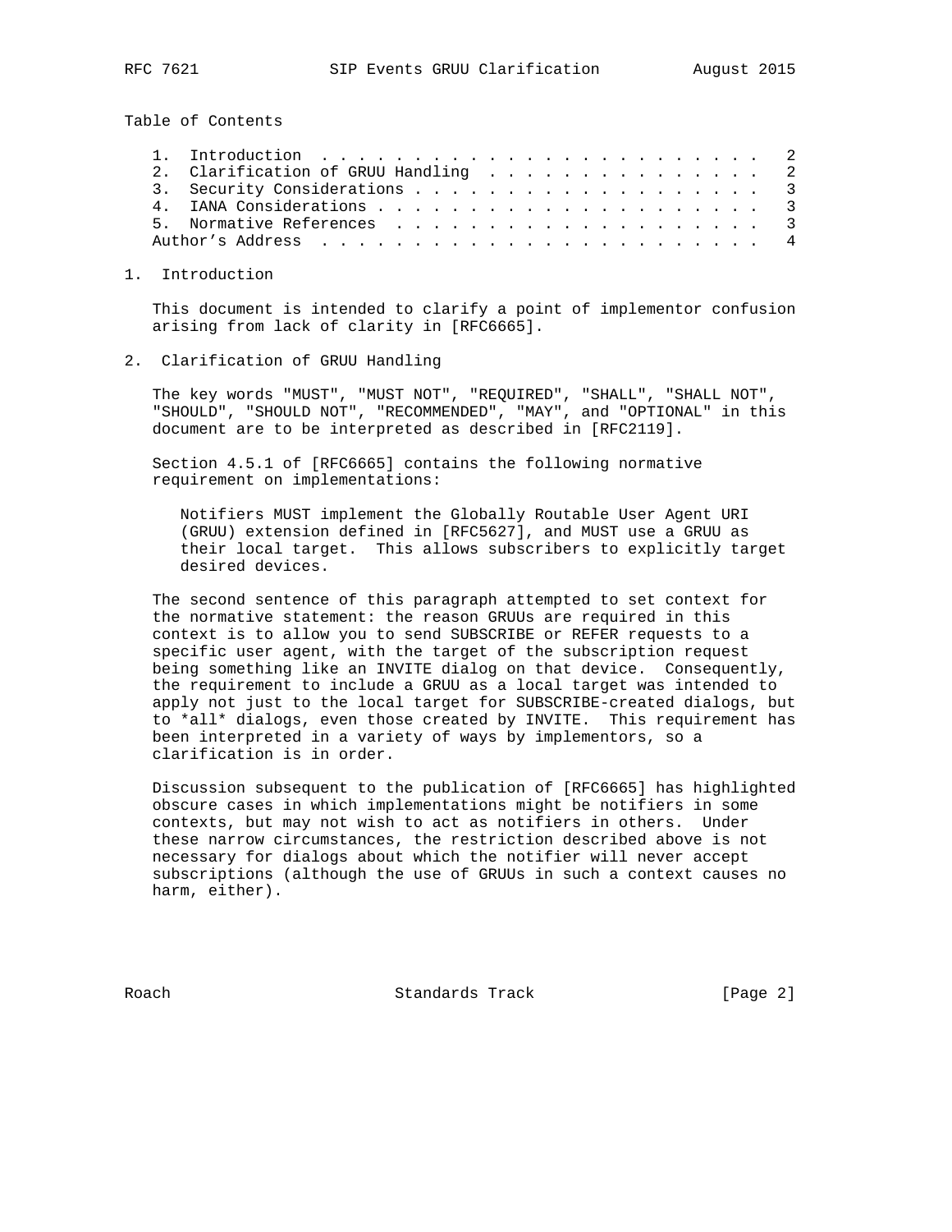Table of Contents

1. Introduction . . . . . . . . . . . . . . . . . . . . . . . . . 2
2. Clarification of GRUU Handling . . . . . . . . . . . . . . . . 2
3. Security Considerations . . . . . . . . . . . . . . . . . . . 3
4. IANA Considerations . . . . . . . . . . . . . . . . . . . . . 3
5. Normative References . . . . . . . . . . . . . . . . . . . . 3

Author's Address . . . . . . . . . . . . . . . . . . . . . . . . 4

## 1. Introduction

This document is intended to clarify a point of implementor confusion arising from lack of clarity in [RFC6665].

## 2. Clarification of GRUU Handling

The key words "MUST", "MUST NOT", "REQUIRED", "SHALL", "SHALL NOT", "SHOULD", "SHOULD NOT", "RECOMMENDED", "MAY", and "OPTIONAL" in this document are to be interpreted as described in [RFC2119].

Section 4.5.1 of [RFC6665] contains the following normative requirement on implementations:

> Notifiers MUST implement the Globally Routable User Agent URI (GRUU) extension defined in [RFC5627], and MUST use a GRUU as their local target. This allows subscribers to explicitly target desired devices.

The second sentence of this paragraph attempted to set context for the normative statement: the reason GRUUs are required in this context is to allow you to send SUBSCRIBE or REFER requests to a specific user agent, with the target of the subscription request being something like an INVITE dialog on that device. Consequently, the requirement to include a GRUU as a local target was intended to apply not just to the local target for SUBSCRIBE-created dialogs, but to *all* dialogs, even those created by INVITE. This requirement has been interpreted in a variety of ways by implementors, so a clarification is in order.

Discussion subsequent to the publication of [RFC6665] has highlighted obscure cases in which implementations might be notifiers in some contexts, but may not wish to act as notifiers in others. Under these narrow circumstances, the restriction described above is not necessary for dialogs about which the notifier will never accept subscriptions (although the use of GRUUs in such a context causes no harm, either).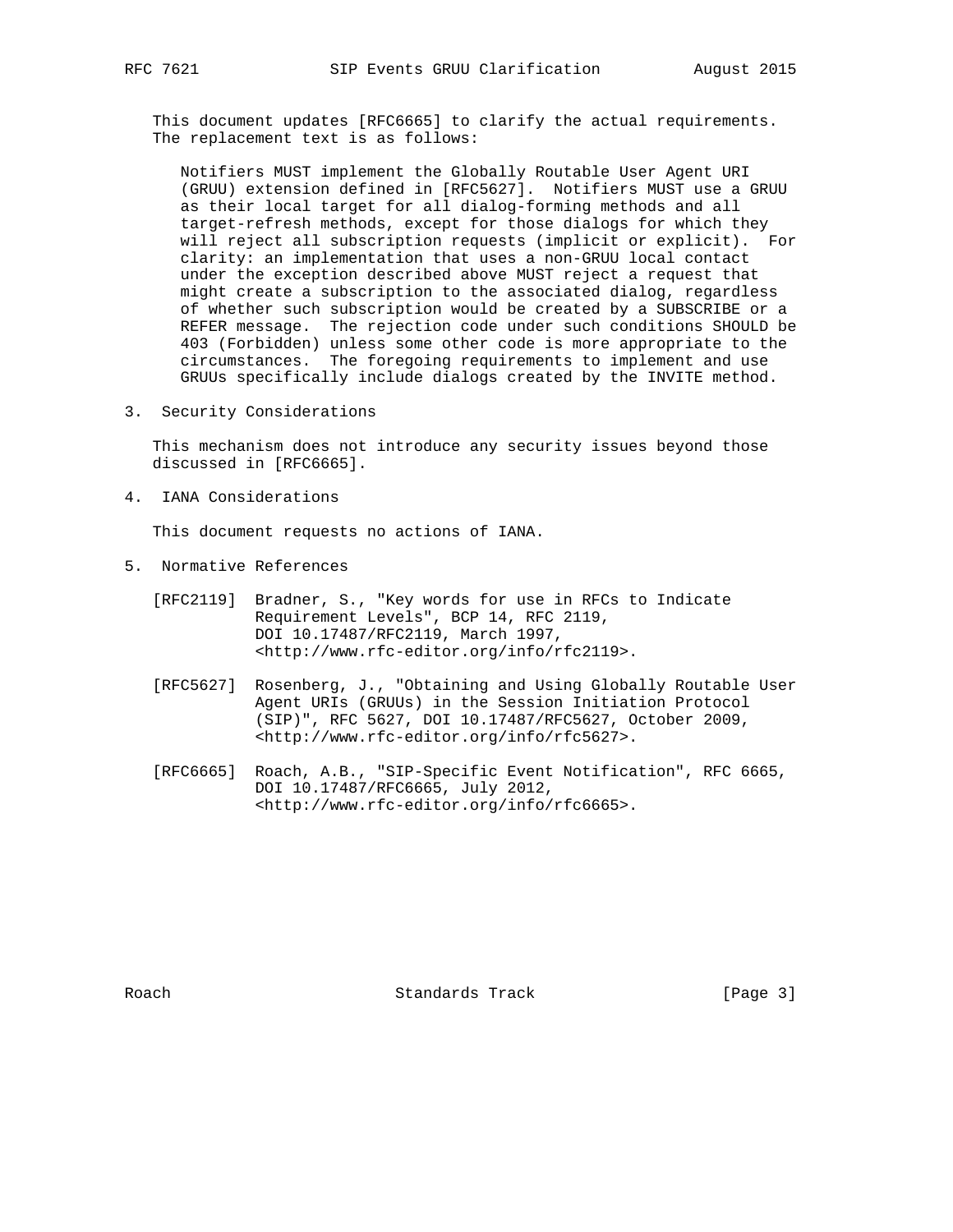This document updates [RFC6665] to clarify the actual requirements. The replacement text is as follows:

> Notifiers MUST implement the Globally Routable User Agent URI (GRUU) extension defined in [RFC5627]. Notifiers MUST use a GRUU as their local target for all dialog-forming methods and all target-refresh methods, except for those dialogs for which they will reject all subscription requests (implicit or explicit). For clarity: an implementation that uses a non-GRUU local contact under the exception described above MUST reject a request that might create a subscription to the associated dialog, regardless of whether such subscription would be created by a SUBSCRIBE or a REFER message. The rejection code under such conditions SHOULD be 403 (Forbidden) unless some other code is more appropriate to the circumstances. The foregoing requirements to implement and use GRUUs specifically include dialogs created by the INVITE method.

## 3. Security Considerations

This mechanism does not introduce any security issues beyond those discussed in [RFC6665].

## 4. IANA Considerations

This document requests no actions of IANA.

## 5. Normative References

[RFC2119] Bradner, S., "Key words for use in RFCs to Indicate Requirement Levels", BCP 14, RFC 2119, DOI 10.17487/RFC2119, March 1997, <http://www.rfc-editor.org/info/rfc2119>.

[RFC5627] Rosenberg, J., "Obtaining and Using Globally Routable User Agent URIs (GRUUs) in the Session Initiation Protocol (SIP)", RFC 5627, DOI 10.17487/RFC5627, October 2009, <http://www.rfc-editor.org/info/rfc5627>.

[RFC6665] Roach, A.B., "SIP-Specific Event Notification", RFC 6665, DOI 10.17487/RFC6665, July 2012, <http://www.rfc-editor.org/info/rfc6665>.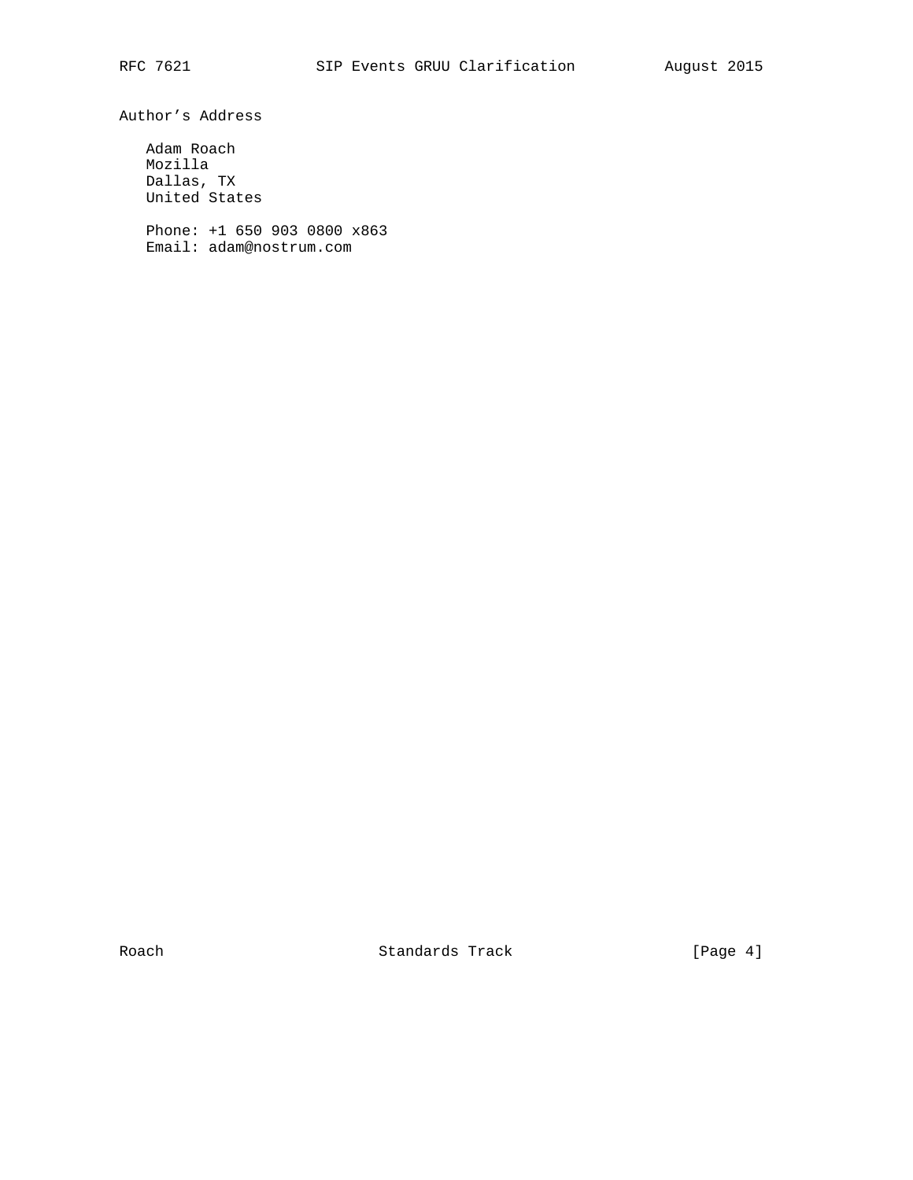## Author's Address

Adam Roach
Mozilla
Dallas, TX
United States

Phone: +1 650 903 0800 x863
Email: adam@nostrum.com